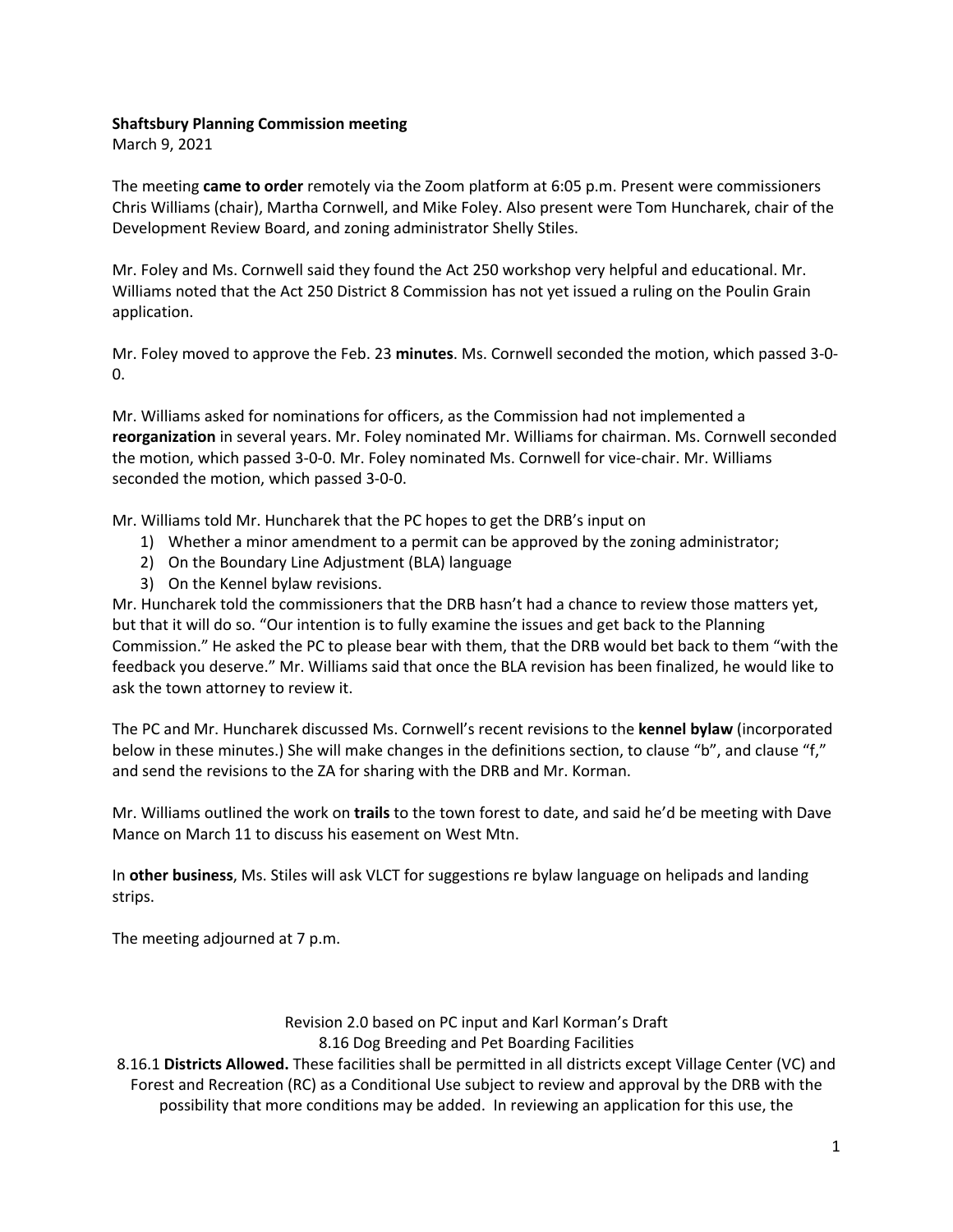**Shaftsbury Planning Commission meeting**

March 9, 2021

The meeting **came to order** remotely via the Zoom platform at 6:05 p.m. Present were commissioners Chris Williams (chair), Martha Cornwell, and Mike Foley. Also present were Tom Huncharek, chair of the Development Review Board, and zoning administrator Shelly Stiles.

Mr. Foley and Ms. Cornwell said they found the Act 250 workshop very helpful and educational. Mr. Williams noted that the Act 250 District 8 Commission has not yet issued a ruling on the Poulin Grain application.

Mr. Foley moved to approve the Feb. 23 **minutes**. Ms. Cornwell seconded the motion, which passed 3-0-0.

Mr. Williams asked for nominations for officers, as the Commission had not implemented a **reorganization** in several years. Mr. Foley nominated Mr. Williams for chairman. Ms. Cornwell seconded the motion, which passed 3-0-0. Mr. Foley nominated Ms. Cornwell for vice-chair. Mr. Williams seconded the motion, which passed 3-0-0.

Mr. Williams told Mr. Huncharek that the PC hopes to get the DRB's input on

1) Whether a minor amendment to a permit can be approved by the zoning administrator;
2) On the Boundary Line Adjustment (BLA) language
3) On the Kennel bylaw revisions.

Mr. Huncharek told the commissioners that the DRB hasn't had a chance to review those matters yet, but that it will do so. "Our intention is to fully examine the issues and get back to the Planning Commission." He asked the PC to please bear with them, that the DRB would bet back to them "with the feedback you deserve." Mr. Williams said that once the BLA revision has been finalized, he would like to ask the town attorney to review it.

The PC and Mr. Huncharek discussed Ms. Cornwell's recent revisions to the **kennel bylaw** (incorporated below in these minutes.) She will make changes in the definitions section, to clause "b", and clause "f," and send the revisions to the ZA for sharing with the DRB and Mr. Korman.

Mr. Williams outlined the work on **trails** to the town forest to date, and said he'd be meeting with Dave Mance on March 11 to discuss his easement on West Mtn.

In **other business**, Ms. Stiles will ask VLCT for suggestions re bylaw language on helipads and landing strips.

The meeting adjourned at 7 p.m.

Revision 2.0 based on PC input and Karl Korman's Draft

8.16 Dog Breeding and Pet Boarding Facilities

8.16.1 **Districts Allowed.** These facilities shall be permitted in all districts except Village Center (VC) and Forest and Recreation (RC) as a Conditional Use subject to review and approval by the DRB with the possibility that more conditions may be added. In reviewing an application for this use, the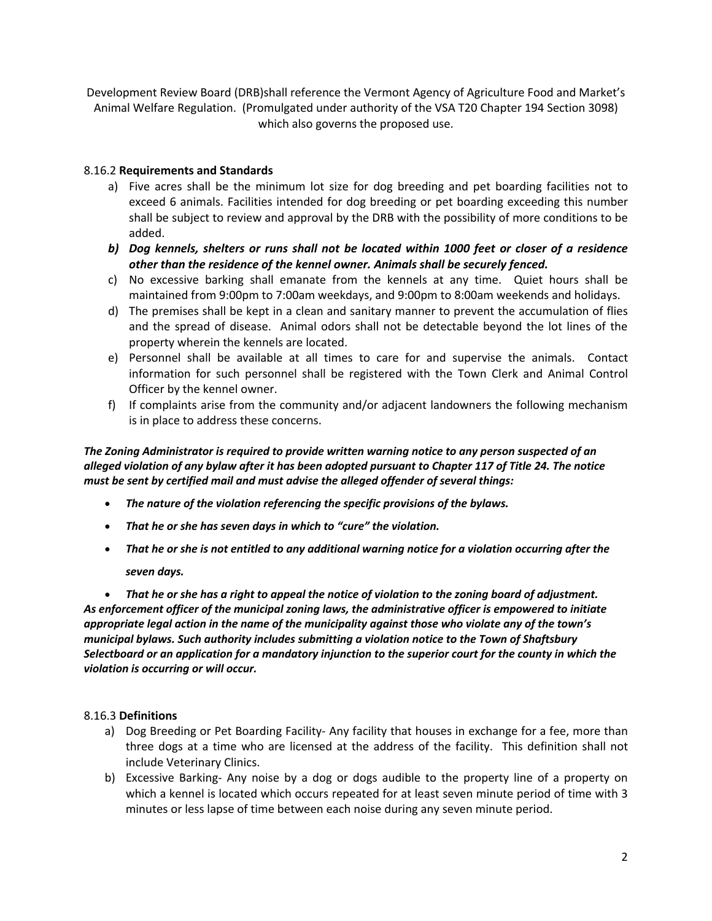Development Review Board (DRB)shall reference the Vermont Agency of Agriculture Food and Market's Animal Welfare Regulation. (Promulgated under authority of the VSA T20 Chapter 194 Section 3098) which also governs the proposed use.

8.16.2 **Requirements and Standards**

a) Five acres shall be the minimum lot size for dog breeding and pet boarding facilities not to exceed 6 animals. Facilities intended for dog breeding or pet boarding exceeding this number shall be subject to review and approval by the DRB with the possibility of more conditions to be added.
b) ***Dog kennels, shelters or runs shall not be located within 1000 feet or closer of a residence other than the residence of the kennel owner. Animals shall be securely fenced.***
c) No excessive barking shall emanate from the kennels at any time. Quiet hours shall be maintained from 9:00pm to 7:00am weekdays, and 9:00pm to 8:00am weekends and holidays.
d) The premises shall be kept in a clean and sanitary manner to prevent the accumulation of flies and the spread of disease. Animal odors shall not be detectable beyond the lot lines of the property wherein the kennels are located.
e) Personnel shall be available at all times to care for and supervise the animals. Contact information for such personnel shall be registered with the Town Clerk and Animal Control Officer by the kennel owner.
f) If complaints arise from the community and/or adjacent landowners the following mechanism is in place to address these concerns.

***The Zoning Administrator is required to provide written warning notice to any person suspected of an alleged violation of any bylaw after it has been adopted pursuant to Chapter 117 of Title 24. The notice must be sent by certified mail and must advise the alleged offender of several things:***

- ***The nature of the violation referencing the specific provisions of the bylaws.***
- ***That he or she has seven days in which to "cure" the violation.***
- ***That he or she is not entitled to any additional warning notice for a violation occurring after the seven days.***
- ***That he or she has a right to appeal the notice of violation to the zoning board of adjustment.***

***As enforcement officer of the municipal zoning laws, the administrative officer is empowered to initiate appropriate legal action in the name of the municipality against those who violate any of the town's municipal bylaws. Such authority includes submitting a violation notice to the Town of Shaftsbury Selectboard or an application for a mandatory injunction to the superior court for the county in which the violation is occurring or will occur.***

8.16.3 **Definitions**

a) Dog Breeding or Pet Boarding Facility- Any facility that houses in exchange for a fee, more than three dogs at a time who are licensed at the address of the facility. This definition shall not include Veterinary Clinics.
b) Excessive Barking- Any noise by a dog or dogs audible to the property line of a property on which a kennel is located which occurs repeated for at least seven minute period of time with 3 minutes or less lapse of time between each noise during any seven minute period.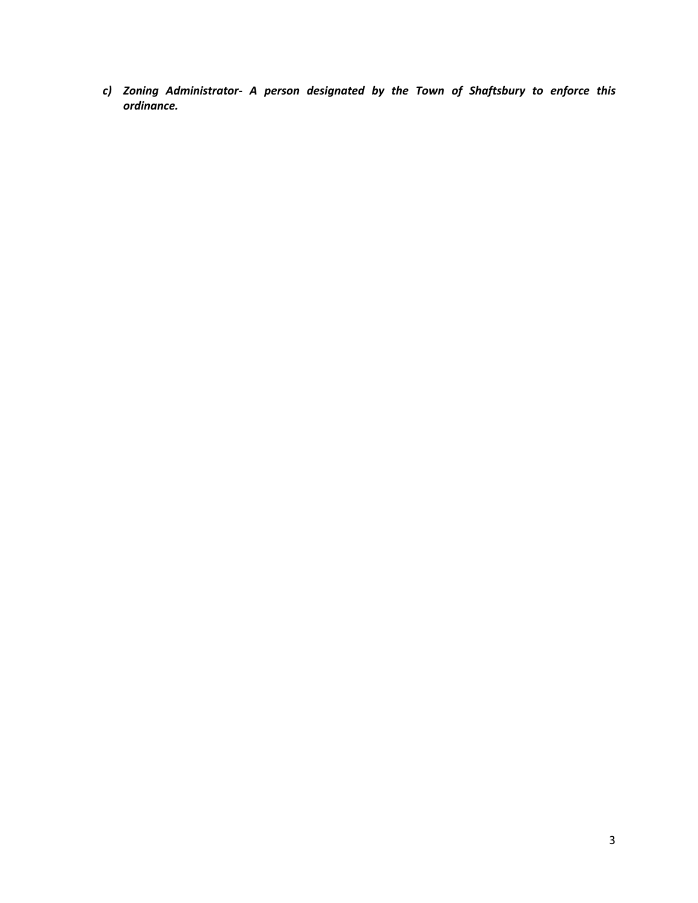***c) Zoning Administrator- A person designated by the Town of Shaftsbury to enforce this ordinance.***